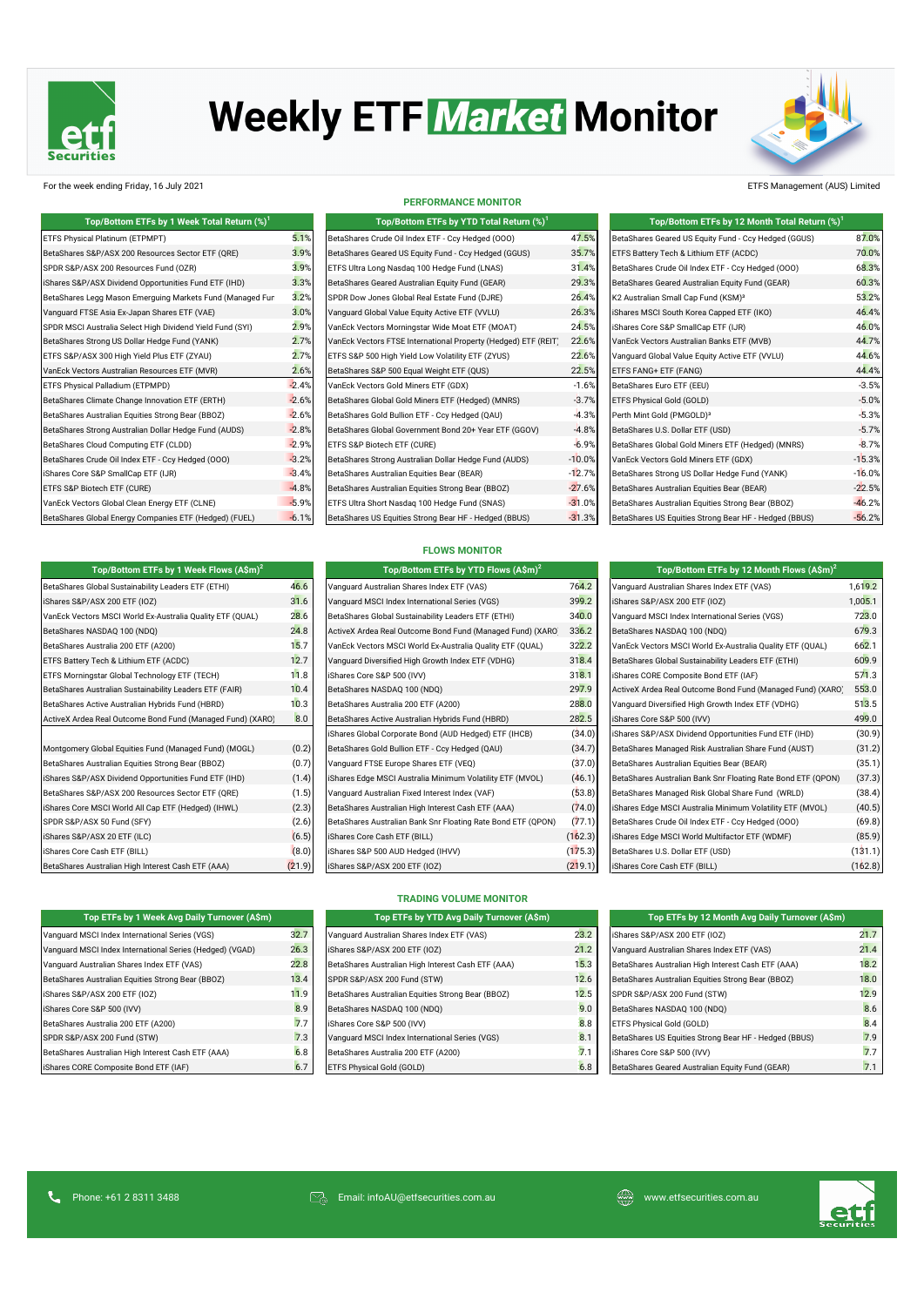# Weekly ETF Market Monitor

For the week ending Friday, 16 July 2021

ETFS Management (AUS) Limited

## PERFORMANCE MONITOR

| Top/Bottom ETFs by 1 Week Total Return (%)[1] | |
|---|---|
| ETFS Physical Platinum (ETPMPT) | 5.1% |
| BetaShares S&P/ASX 200 Resources Sector ETF (QRE) | 3.9% |
| SPDR S&P/ASX 200 Resources Fund (OZR) | 3.9% |
| iShares S&P/ASX Dividend Opportunities Fund ETF (IHD) | 3.3% |
| BetaShares Legg Mason Emerging Markets Fund (Managed Fur | 3.2% |
| Vanguard FTSE Asia Ex-Japan Shares ETF (VAE) | 3.0% |
| SPDR MSCI Australia Select High Dividend Yield Fund (SYI) | 2.9% |
| BetaShares Strong US Dollar Hedge Fund (YANK) | 2.7% |
| ETFS S&P/ASX 300 High Yield Plus ETF (ZYAU) | 2.7% |
| VanEck Vectors Australian Resources ETF (MVR) | 2.6% |
| ETFS Physical Palladium (ETPMPD) | -2.4% |
| BetaShares Climate Change Innovation ETF (ERTH) | -2.6% |
| BetaShares Australian Equities Strong Bear (BBOZ) | -2.6% |
| BetaShares Strong Australian Dollar Hedge Fund (AUDS) | -2.8% |
| BetaShares Cloud Computing ETF (CLDD) | -2.9% |
| BetaShares Crude Oil Index ETF - Ccy Hedged (OOO) | -3.2% |
| iShares Core S&P SmallCap ETF (IJR) | -3.4% |
| ETFS S&P Biotech ETF (CURE) | -4.8% |
| VanEck Vectors Global Clean Energy ETF (CLNE) | -5.9% |
| BetaShares Global Energy Companies ETF (Hedged) (FUEL) | -6.1% |

| Top/Bottom ETFs by YTD Total Return (%)[1] | |
|---|---|
| BetaShares Crude Oil Index ETF - Ccy Hedged (OOO) | 47.5% |
| BetaShares Geared US Equity Fund - Ccy Hedged (GGUS) | 35.7% |
| ETFS Ultra Long Nasdaq 100 Hedge Fund (LNAS) | 31.4% |
| BetaShares Geared Australian Equity Fund (GEAR) | 29.3% |
| SPDR Dow Jones Global Real Estate Fund (DJRE) | 26.4% |
| Vanguard Global Value Equity Active ETF (VVLU) | 26.3% |
| VanEck Vectors Morningstar Wide Moat ETF (MOAT) | 24.5% |
| VanEck Vectors FTSE International Property (Hedged) ETF (REIT) | 22.6% |
| ETFS S&P 500 High Yield Low Volatility ETF (ZYUS) | 22.6% |
| BetaShares S&P 500 Equal Weight ETF (QUS) | 22.5% |
| VanEck Vectors Gold Miners ETF (GDX) | -1.6% |
| BetaShares Global Gold Miners ETF (Hedged) (MNRS) | -3.7% |
| BetaShares Gold Bullion ETF - Ccy Hedged (QAU) | -4.3% |
| BetaShares Global Government Bond 20+ Year ETF (GGOV) | -4.8% |
| ETFS S&P Biotech ETF (CURE) | -6.9% |
| BetaShares Strong Australian Dollar Hedge Fund (AUDS) | -10.0% |
| BetaShares Australian Equities Bear (BEAR) | -12.7% |
| BetaShares Australian Equities Strong Bear (BBOZ) | -27.6% |
| ETFS Ultra Short Nasdaq 100 Hedge Fund (SNAS) | -31.0% |
| BetaShares US Equities Strong Bear HF - Hedged (BBUS) | -31.3% |

| Top/Bottom ETFs by 12 Month Total Return (%)[1] | |
|---|---|
| BetaShares Geared US Equity Fund - Ccy Hedged (GGUS) | 87.0% |
| ETFS Battery Tech & Lithium ETF (ACDC) | 70.0% |
| BetaShares Crude Oil Index ETF - Ccy Hedged (OOO) | 68.3% |
| BetaShares Geared Australian Equity Fund (GEAR) | 60.3% |
| K2 Australian Small Cap Fund (KSM)[3] | 53.2% |
| iShares MSCI South Korea Capped ETF (IKO) | 46.4% |
| iShares Core S&P SmallCap ETF (IJR) | 46.0% |
| VanEck Vectors Australian Banks ETF (MVB) | 44.7% |
| Vanguard Global Value Equity Active ETF (VVLU) | 44.6% |
| ETFS FANG+ ETF (FANG) | 44.4% |
| BetaShares Euro ETF (EEU) | -3.5% |
| ETFS Physical Gold (GOLD) | -5.0% |
| Perth Mint Gold (PMGOLD)[3] | -5.3% |
| BetaShares U.S. Dollar ETF (USD) | -5.7% |
| BetaShares Global Gold Miners ETF (Hedged) (MNRS) | -8.7% |
| VanEck Vectors Gold Miners ETF (GDX) | -15.3% |
| BetaShares Strong US Dollar Hedge Fund (YANK) | -16.0% |
| BetaShares Australian Equities Bear (BEAR) | -22.5% |
| BetaShares Australian Equities Strong Bear (BBOZ) | -46.2% |
| BetaShares US Equities Strong Bear HF - Hedged (BBUS) | -56.2% |

## FLOWS MONITOR

| Top/Bottom ETFs by 1 Week Flows (A$m)[2] | |
|---|---|
| BetaShares Global Sustainability Leaders ETF (ETHI) | 46.6 |
| iShares S&P/ASX 200 ETF (IOZ) | 31.6 |
| VanEck Vectors MSCI World Ex-Australia Quality ETF (QUAL) | 28.6 |
| BetaShares NASDAQ 100 (NDQ) | 24.8 |
| BetaShares Australia 200 ETF (A200) | 15.7 |
| ETFS Battery Tech & Lithium ETF (ACDC) | 12.7 |
| ETFS Morningstar Global Technology ETF (TECH) | 11.8 |
| BetaShares Australian Sustainability Leaders ETF (FAIR) | 10.4 |
| BetaShares Active Australian Hybrids Fund (HBRD) | 10.3 |
| ActiveX Ardea Real Outcome Bond Fund (Managed Fund) (XARO) | 8.0 |
| | |
| Montgomery Global Equities Fund (Managed Fund) (MOGL) | (0.2) |
| BetaShares Australian Equities Strong Bear (BBOZ) | (0.7) |
| iShares S&P/ASX Dividend Opportunities Fund ETF (IHD) | (1.4) |
| BetaShares S&P/ASX 200 Resources Sector ETF (QRE) | (1.5) |
| iShares Core MSCI World All Cap ETF (Hedged) (IHWL) | (2.3) |
| SPDR S&P/ASX 50 Fund (SFY) | (2.6) |
| iShares S&P/ASX 20 ETF (ILC) | (6.5) |
| iShares Core Cash ETF (BILL) | (8.0) |
| BetaShares Australian High Interest Cash ETF (AAA) | (21.9) |

| Top/Bottom ETFs by YTD Flows (A$m)[2] | |
|---|---|
| Vanguard Australian Shares Index ETF (VAS) | 764.2 |
| Vanguard MSCI Index International Series (VGS) | 399.2 |
| BetaShares Global Sustainability Leaders ETF (ETHI) | 340.0 |
| ActiveX Ardea Real Outcome Bond Fund (Managed Fund) (XARO | 336.2 |
| VanEck Vectors MSCI World Ex-Australia Quality ETF (QUAL) | 322.2 |
| Vanguard Diversified High Growth Index ETF (VDHG) | 318.4 |
| iShares Core S&P 500 (IVV) | 318.1 |
| BetaShares NASDAQ 100 (NDQ) | 297.9 |
| BetaShares Australia 200 ETF (A200) | 288.0 |
| BetaShares Active Australian Hybrids Fund (HBRD) | 282.5 |
| iShares Global Corporate Bond (AUD Hedged) ETF (IHCB) | (34.0) |
| BetaShares Gold Bullion ETF - Ccy Hedged (QAU) | (34.7) |
| Vanguard FTSE Europe Shares ETF (VEQ) | (37.0) |
| iShares Edge MSCI Australia Minimum Volatility ETF (MVOL) | (46.1) |
| Vanguard Australian Fixed Interest Index (VAF) | (53.8) |
| BetaShares Australian High Interest Cash ETF (AAA) | (74.0) |
| BetaShares Australian Bank Snr Floating Rate Bond ETF (QPON) | (77.1) |
| iShares Core Cash ETF (BILL) | (162.3) |
| iShares S&P 500 AUD Hedged (IHVV) | (175.3) |
| iShares S&P/ASX 200 ETF (IOZ) | (219.1) |

| Top/Bottom ETFs by 12 Month Flows (A$m)[2] | |
|---|---|
| Vanguard Australian Shares Index ETF (VAS) | 1,619.2 |
| iShares S&P/ASX 200 ETF (IOZ) | 1,005.1 |
| Vanguard MSCI Index International Series (VGS) | 723.0 |
| BetaShares NASDAQ 100 (NDQ) | 679.3 |
| VanEck Vectors MSCI World Ex-Australia Quality ETF (QUAL) | 662.1 |
| BetaShares Global Sustainability Leaders ETF (ETHI) | 609.9 |
| iShares CORE Composite Bond ETF (IAF) | 571.3 |
| ActiveX Ardea Real Outcome Bond Fund (Managed Fund) (XARO) | 553.0 |
| Vanguard Diversified High Growth Index ETF (VDHG) | 513.5 |
| iShares Core S&P 500 (IVV) | 499.0 |
| iShares S&P/ASX Dividend Opportunities Fund ETF (IHD) | (30.9) |
| BetaShares Managed Risk Australian Share Fund (AUST) | (31.2) |
| BetaShares Australian Equities Bear (BEAR) | (35.1) |
| BetaShares Australian Bank Snr Floating Rate Bond ETF (QPON) | (37.3) |
| BetaShares Managed Risk Global Share Fund (WRLD) | (38.4) |
| iShares Edge MSCI Australia Minimum Volatility ETF (MVOL) | (40.5) |
| BetaShares Crude Oil Index ETF - Ccy Hedged (OOO) | (69.8) |
| iShares Edge MSCI World Multifactor ETF (WDMF) | (85.9) |
| BetaShares U.S. Dollar ETF (USD) | (131.1) |
| iShares Core Cash ETF (BILL) | (162.8) |

## TRADING VOLUME MONITOR

| Top ETFs by 1 Week Avg Daily Turnover (A$m) | |
|---|---|
| Vanguard MSCI Index International Series (VGS) | 32.7 |
| Vanguard MSCI Index International Series (Hedged) (VGAD) | 26.3 |
| Vanguard Australian Shares Index ETF (VAS) | 22.8 |
| BetaShares Australian Equities Strong Bear (BBOZ) | 13.4 |
| iShares S&P/ASX 200 ETF (IOZ) | 11.9 |
| iShares Core S&P 500 (IVV) | 8.9 |
| BetaShares Australia 200 ETF (A200) | 7.7 |
| SPDR S&P/ASX 200 Fund (STW) | 7.3 |
| BetaShares Australian High Interest Cash ETF (AAA) | 6.8 |
| iShares CORE Composite Bond ETF (IAF) | 6.7 |

| Top ETFs by YTD Avg Daily Turnover (A$m) | |
|---|---|
| Vanguard Australian Shares Index ETF (VAS) | 23.2 |
| iShares S&P/ASX 200 ETF (IOZ) | 21.2 |
| BetaShares Australian High Interest Cash ETF (AAA) | 15.3 |
| SPDR S&P/ASX 200 Fund (STW) | 12.6 |
| BetaShares Australian Equities Strong Bear (BBOZ) | 12.5 |
| BetaShares NASDAQ 100 (NDQ) | 9.0 |
| iShares Core S&P 500 (IVV) | 8.8 |
| Vanguard MSCI Index International Series (VGS) | 8.1 |
| BetaShares Australia 200 ETF (A200) | 7.1 |
| ETFS Physical Gold (GOLD) | 6.8 |

| Top ETFs by 12 Month Avg Daily Turnover (A$m) | |
|---|---|
| iShares S&P/ASX 200 ETF (IOZ) | 21.7 |
| Vanguard Australian Shares Index ETF (VAS) | 21.4 |
| BetaShares Australian High Interest Cash ETF (AAA) | 18.2 |
| BetaShares Australian Equities Strong Bear (BBOZ) | 18.0 |
| SPDR S&P/ASX 200 Fund (STW) | 12.9 |
| BetaShares NASDAQ 100 (NDQ) | 8.6 |
| ETFS Physical Gold (GOLD) | 8.4 |
| BetaShares US Equities Strong Bear HF - Hedged (BBUS) | 7.9 |
| iShares Core S&P 500 (IVV) | 7.7 |
| BetaShares Geared Australian Equity Fund (GEAR) | 7.1 |

Phone: +61 2 8311 3488 Email: infoAU@etfsecurities.com.au www.etfsecurities.com.au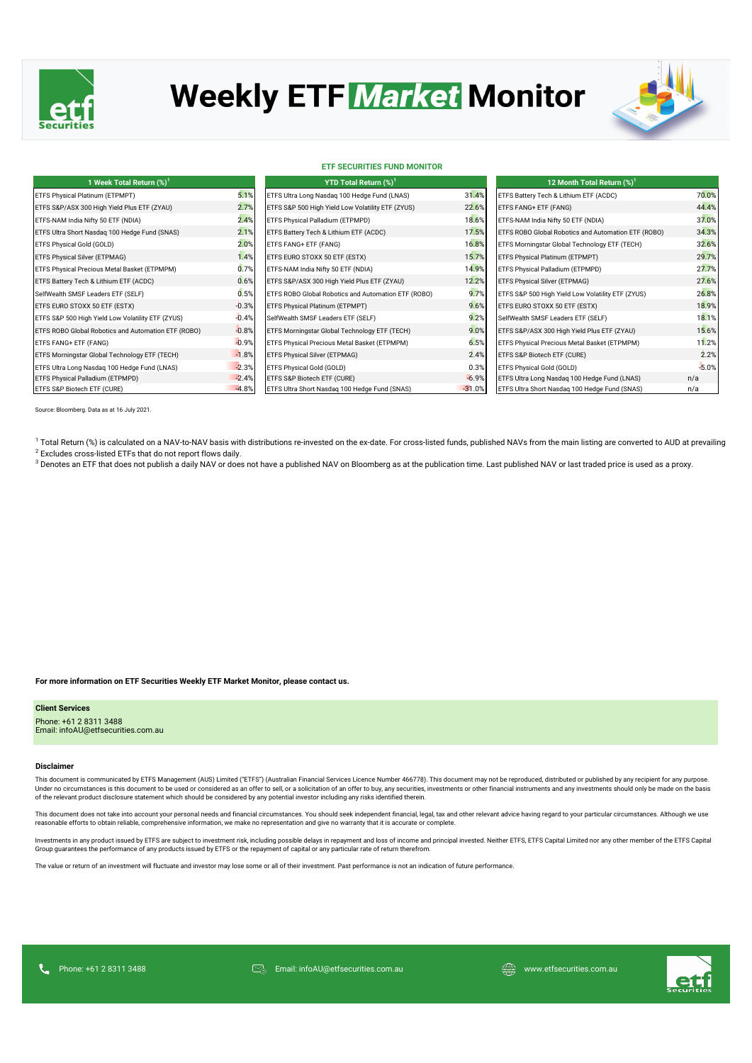# Weekly ETF Market Monitor

### ETF SECURITIES FUND MONITOR

| 1 Week Total Return (%)[1] | |
|---|---|
| ETFS Physical Platinum (ETPMPT) | 5.1% |
| ETFS S&P/ASX 300 High Yield Plus ETF (ZYAU) | 2.7% |
| ETFS-NAM India Nifty 50 ETF (NDIA) | 2.4% |
| ETFS Ultra Short Nasdaq 100 Hedge Fund (SNAS) | 2.1% |
| ETFS Physical Gold (GOLD) | 2.0% |
| ETFS Physical Silver (ETPMAG) | 1.4% |
| ETFS Physical Precious Metal Basket (ETPMPM) | 0.7% |
| ETFS Battery Tech & Lithium ETF (ACDC) | 0.6% |
| SelfWealth SMSF Leaders ETF (SELF) | 0.5% |
| ETFS EURO STOXX 50 ETF (ESTX) | -0.3% |
| ETFS S&P 500 High Yield Low Volatility ETF (ZYUS) | -0.4% |
| ETFS ROBO Global Robotics and Automation ETF (ROBO) | -0.8% |
| ETFS FANG+ ETF (FANG) | -0.9% |
| ETFS Morningstar Global Technology ETF (TECH) | -1.8% |
| ETFS Ultra Long Nasdaq 100 Hedge Fund (LNAS) | -2.3% |
| ETFS Physical Palladium (ETPMPD) | -2.4% |
| ETFS S&P Biotech ETF (CURE) | -4.8% |

| YTD Total Return (%)[1] | |
|---|---|
| ETFS Ultra Long Nasdaq 100 Hedge Fund (LNAS) | 31.4% |
| ETFS S&P 500 High Yield Low Volatility ETF (ZYUS) | 22.6% |
| ETFS Physical Palladium (ETPMPD) | 18.6% |
| ETFS Battery Tech & Lithium ETF (ACDC) | 17.5% |
| ETFS FANG+ ETF (FANG) | 16.8% |
| ETFS EURO STOXX 50 ETF (ESTX) | 15.7% |
| ETFS-NAM India Nifty 50 ETF (NDIA) | 14.9% |
| ETFS S&P/ASX 300 High Yield Plus ETF (ZYAU) | 12.2% |
| ETFS ROBO Global Robotics and Automation ETF (ROBO) | 9.7% |
| ETFS Physical Platinum (ETPMPT) | 9.6% |
| SelfWealth SMSF Leaders ETF (SELF) | 9.2% |
| ETFS Morningstar Global Technology ETF (TECH) | 9.0% |
| ETFS Physical Precious Metal Basket (ETPMPM) | 6.5% |
| ETFS Physical Silver (ETPMAG) | 2.4% |
| ETFS Physical Gold (GOLD) | 0.3% |
| ETFS S&P Biotech ETF (CURE) | -6.9% |
| ETFS Ultra Short Nasdaq 100 Hedge Fund (SNAS) | -31.0% |

| 12 Month Total Return (%)[1] | |
|---|---|
| ETFS Battery Tech & Lithium ETF (ACDC) | 70.0% |
| ETFS FANG+ ETF (FANG) | 44.4% |
| ETFS-NAM India Nifty 50 ETF (NDIA) | 37.0% |
| ETFS ROBO Global Robotics and Automation ETF (ROBO) | 34.3% |
| ETFS Morningstar Global Technology ETF (TECH) | 32.6% |
| ETFS Physical Platinum (ETPMPT) | 29.7% |
| ETFS Physical Palladium (ETPMPD) | 27.7% |
| ETFS Physical Silver (ETPMAG) | 27.6% |
| ETFS S&P 500 High Yield Low Volatility ETF (ZYUS) | 26.8% |
| ETFS EURO STOXX 50 ETF (ESTX) | 18.9% |
| SelfWealth SMSF Leaders ETF (SELF) | 18.1% |
| ETFS S&P/ASX 300 High Yield Plus ETF (ZYAU) | 15.6% |
| ETFS Physical Precious Metal Basket (ETPMPM) | 11.2% |
| ETFS S&P Biotech ETF (CURE) | 2.2% |
| ETFS Physical Gold (GOLD) | -5.0% |
| ETFS Ultra Long Nasdaq 100 Hedge Fund (LNAS) | n/a |
| ETFS Ultra Short Nasdaq 100 Hedge Fund (SNAS) | n/a |

Source: Bloomberg. Data as at 16 July 2021.

[1] Total Return (%) is calculated on a NAV-to-NAV basis with distributions re-invested on the ex-date. For cross-listed funds, published NAVs from the main listing are converted to AUD at prevailing

[2] Excludes cross-listed ETFs that do not report flows daily.

[3] Denotes an ETF that does not publish a daily NAV or does not have a published NAV on Bloomberg as at the publication time. Last published NAV or last traded price is used as a proxy.

**For more information on ETF Securities Weekly ETF Market Monitor, please contact us.**

**Client Services**

Phone: +61 2 8311 3488
Email: infoAU@etfsecurities.com.au

**Disclaimer**

This document is communicated by ETFS Management (AUS) Limited ("ETFS") (Australian Financial Services Licence Number 466778). This document may not be reproduced, distributed or published by any recipient for any purpose. Under no circumstances is this document to be used or considered as an offer to sell, or a solicitation of an offer to buy, any securities, investments or other financial instruments and any investments should only be made on the basis of the relevant product disclosure statement which should be considered by any potential investor including any risks identified therein.

This document does not take into account your personal needs and financial circumstances. You should seek independent financial, legal, tax and other relevant advice having regard to your particular circumstances. Although we use reasonable efforts to obtain reliable, comprehensive information, we make no representation and give no warranty that it is accurate or complete.

Investments in any product issued by ETFS are subject to investment risk, including possible delays in repayment and loss of income and principal invested. Neither ETFS, ETFS Capital Limited nor any other member of the ETFS Capital Group guarantees the performance of any products issued by ETFS or the repayment of capital or any particular rate of return therefrom.

The value or return of an investment will fluctuate and investor may lose some or all of their investment. Past performance is not an indication of future performance.

Phone: +61 2 8311 3488 Email: infoAU@etfsecurities.com.au www.etfsecurities.com.au